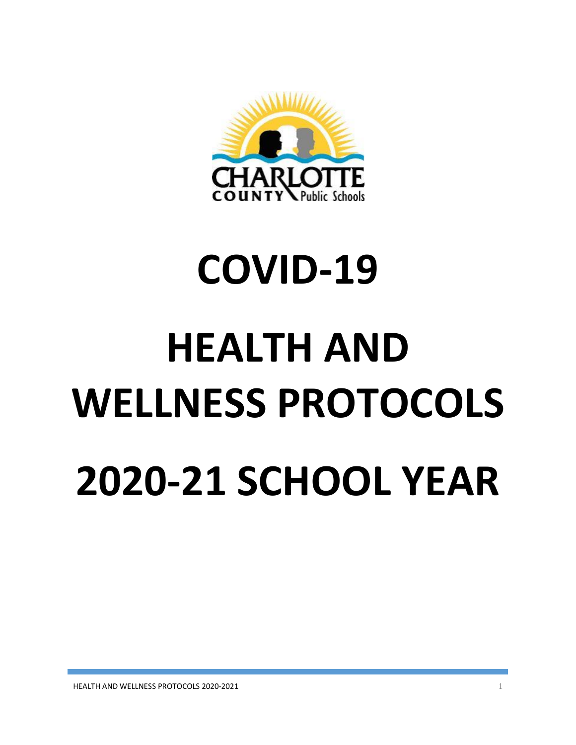# COVID-19

# HEALTH AND WELLNESS PROTOCOLS

# 2020-21 SCHOOL YEAR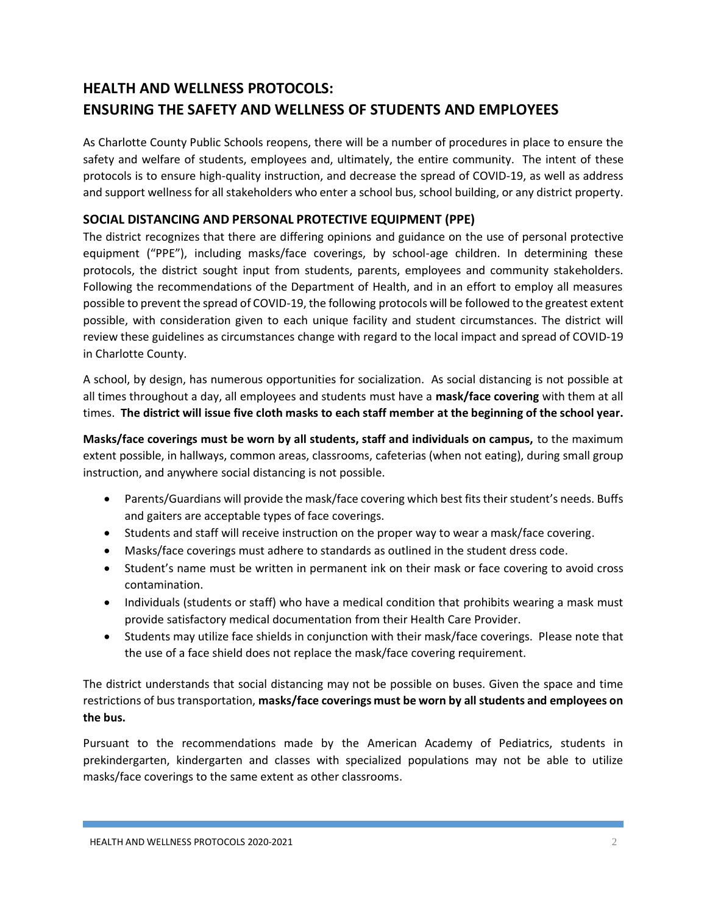# HEALTH AND WELLNESS PROTOCOLS:
# ENSURING THE SAFETY AND WELLNESS OF STUDENTS AND EMPLOYEES

As Charlotte County Public Schools reopens, there will be a number of procedures in place to ensure the safety and welfare of students, employees and, ultimately, the entire community. The intent of these protocols is to ensure high-quality instruction, and decrease the spread of COVID-19, as well as address and support wellness for all stakeholders who enter a school bus, school building, or any district property.

## SOCIAL DISTANCING AND PERSONAL PROTECTIVE EQUIPMENT (PPE)

The district recognizes that there are differing opinions and guidance on the use of personal protective equipment ("PPE"), including masks/face coverings, by school-age children. In determining these protocols, the district sought input from students, parents, employees and community stakeholders. Following the recommendations of the Department of Health, and in an effort to employ all measures possible to prevent the spread of COVID-19, the following protocols will be followed to the greatest extent possible, with consideration given to each unique facility and student circumstances. The district will review these guidelines as circumstances change with regard to the local impact and spread of COVID-19 in Charlotte County.

A school, by design, has numerous opportunities for socialization. As social distancing is not possible at all times throughout a day, all employees and students must have a **mask/face covering** with them at all times. **The district will issue five cloth masks to each staff member at the beginning of the school year.**

**Masks/face coverings must be worn by all students, staff and individuals on campus,** to the maximum extent possible, in hallways, common areas, classrooms, cafeterias (when not eating), during small group instruction, and anywhere social distancing is not possible.

- Parents/Guardians will provide the mask/face covering which best fits their student's needs. Buffs and gaiters are acceptable types of face coverings.
- Students and staff will receive instruction on the proper way to wear a mask/face covering.
- Masks/face coverings must adhere to standards as outlined in the student dress code.
- Student's name must be written in permanent ink on their mask or face covering to avoid cross contamination.
- Individuals (students or staff) who have a medical condition that prohibits wearing a mask must provide satisfactory medical documentation from their Health Care Provider.
- Students may utilize face shields in conjunction with their mask/face coverings. Please note that the use of a face shield does not replace the mask/face covering requirement.

The district understands that social distancing may not be possible on buses. Given the space and time restrictions of bus transportation, **masks/face coverings must be worn by all students and employees on the bus.**

Pursuant to the recommendations made by the American Academy of Pediatrics, students in prekindergarten, kindergarten and classes with specialized populations may not be able to utilize masks/face coverings to the same extent as other classrooms.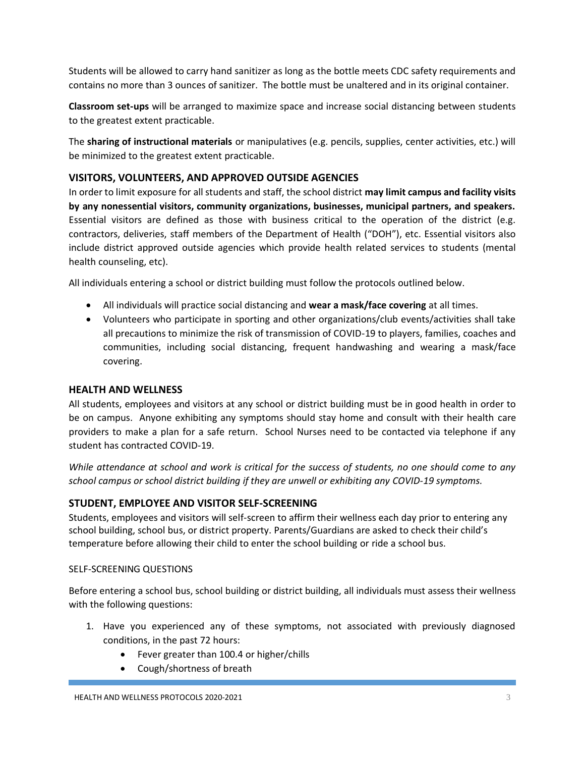Students will be allowed to carry hand sanitizer as long as the bottle meets CDC safety requirements and contains no more than 3 ounces of sanitizer. The bottle must be unaltered and in its original container.

**Classroom set-ups** will be arranged to maximize space and increase social distancing between students to the greatest extent practicable.

The **sharing of instructional materials** or manipulatives (e.g. pencils, supplies, center activities, etc.) will be minimized to the greatest extent practicable.

## VISITORS, VOLUNTEERS, AND APPROVED OUTSIDE AGENCIES

In order to limit exposure for all students and staff, the school district **may limit campus and facility visits by any nonessential visitors, community organizations, businesses, municipal partners, and speakers.** Essential visitors are defined as those with business critical to the operation of the district (e.g. contractors, deliveries, staff members of the Department of Health ("DOH"), etc. Essential visitors also include district approved outside agencies which provide health related services to students (mental health counseling, etc).

All individuals entering a school or district building must follow the protocols outlined below.

- All individuals will practice social distancing and **wear a mask/face covering** at all times.
- Volunteers who participate in sporting and other organizations/club events/activities shall take all precautions to minimize the risk of transmission of COVID-19 to players, families, coaches and communities, including social distancing, frequent handwashing and wearing a mask/face covering.

## HEALTH AND WELLNESS

All students, employees and visitors at any school or district building must be in good health in order to be on campus. Anyone exhibiting any symptoms should stay home and consult with their health care providers to make a plan for a safe return. School Nurses need to be contacted via telephone if any student has contracted COVID-19.

*While attendance at school and work is critical for the success of students, no one should come to any school campus or school district building if they are unwell or exhibiting any COVID-19 symptoms.*

## STUDENT, EMPLOYEE AND VISITOR SELF-SCREENING

Students, employees and visitors will self-screen to affirm their wellness each day prior to entering any school building, school bus, or district property. Parents/Guardians are asked to check their child's temperature before allowing their child to enter the school building or ride a school bus.

### SELF-SCREENING QUESTIONS

Before entering a school bus, school building or district building, all individuals must assess their wellness with the following questions:

1. Have you experienced any of these symptoms, not associated with previously diagnosed conditions, in the past 72 hours:
    - Fever greater than 100.4 or higher/chills
    - Cough/shortness of breath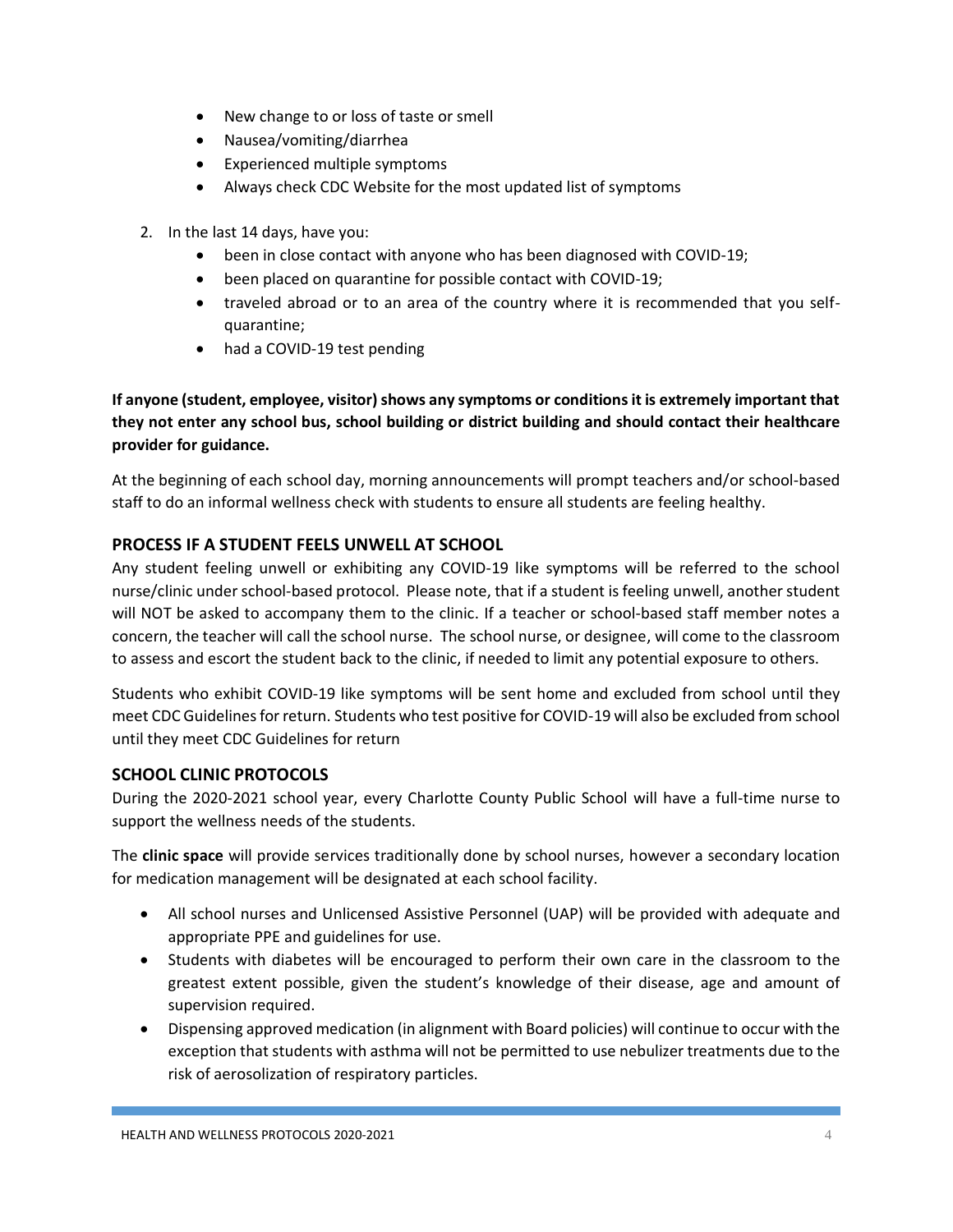- New change to or loss of taste or smell
- Nausea/vomiting/diarrhea
- Experienced multiple symptoms
- Always check CDC Website for the most updated list of symptoms

2. In the last 14 days, have you:
   - been in close contact with anyone who has been diagnosed with COVID-19;
   - been placed on quarantine for possible contact with COVID-19;
   - traveled abroad or to an area of the country where it is recommended that you self-quarantine;
   - had a COVID-19 test pending

**If anyone (student, employee, visitor) shows any symptoms or conditions it is extremely important that they not enter any school bus, school building or district building and should contact their healthcare provider for guidance.**

At the beginning of each school day, morning announcements will prompt teachers and/or school-based staff to do an informal wellness check with students to ensure all students are feeling healthy.

## PROCESS IF A STUDENT FEELS UNWELL AT SCHOOL

Any student feeling unwell or exhibiting any COVID-19 like symptoms will be referred to the school nurse/clinic under school-based protocol. Please note, that if a student is feeling unwell, another student will NOT be asked to accompany them to the clinic. If a teacher or school-based staff member notes a concern, the teacher will call the school nurse. The school nurse, or designee, will come to the classroom to assess and escort the student back to the clinic, if needed to limit any potential exposure to others.

Students who exhibit COVID-19 like symptoms will be sent home and excluded from school until they meet CDC Guidelines for return. Students who test positive for COVID-19 will also be excluded from school until they meet CDC Guidelines for return

## SCHOOL CLINIC PROTOCOLS

During the 2020-2021 school year, every Charlotte County Public School will have a full-time nurse to support the wellness needs of the students.

The **clinic space** will provide services traditionally done by school nurses, however a secondary location for medication management will be designated at each school facility.

- All school nurses and Unlicensed Assistive Personnel (UAP) will be provided with adequate and appropriate PPE and guidelines for use.
- Students with diabetes will be encouraged to perform their own care in the classroom to the greatest extent possible, given the student's knowledge of their disease, age and amount of supervision required.
- Dispensing approved medication (in alignment with Board policies) will continue to occur with the exception that students with asthma will not be permitted to use nebulizer treatments due to the risk of aerosolization of respiratory particles.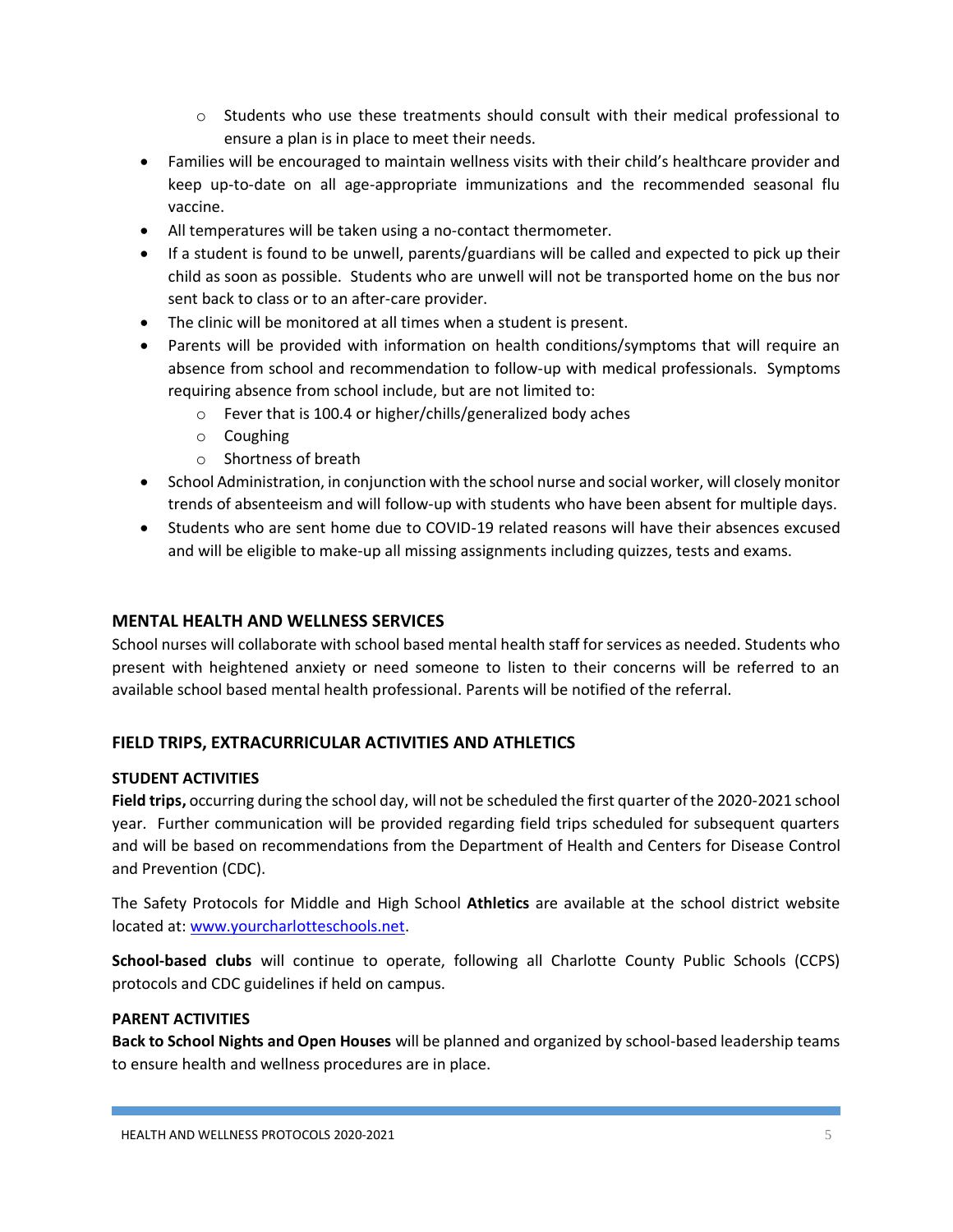- Students who use these treatments should consult with their medical professional to ensure a plan is in place to meet their needs.
- Families will be encouraged to maintain wellness visits with their child's healthcare provider and keep up-to-date on all age-appropriate immunizations and the recommended seasonal flu vaccine.
- All temperatures will be taken using a no-contact thermometer.
- If a student is found to be unwell, parents/guardians will be called and expected to pick up their child as soon as possible. Students who are unwell will not be transported home on the bus nor sent back to class or to an after-care provider.
- The clinic will be monitored at all times when a student is present.
- Parents will be provided with information on health conditions/symptoms that will require an absence from school and recommendation to follow-up with medical professionals. Symptoms requiring absence from school include, but are not limited to:
  - Fever that is 100.4 or higher/chills/generalized body aches
  - Coughing
  - Shortness of breath
- School Administration, in conjunction with the school nurse and social worker, will closely monitor trends of absenteeism and will follow-up with students who have been absent for multiple days.
- Students who are sent home due to COVID-19 related reasons will have their absences excused and will be eligible to make-up all missing assignments including quizzes, tests and exams.

## MENTAL HEALTH AND WELLNESS SERVICES

School nurses will collaborate with school based mental health staff for services as needed. Students who present with heightened anxiety or need someone to listen to their concerns will be referred to an available school based mental health professional. Parents will be notified of the referral.

## FIELD TRIPS, EXTRACURRICULAR ACTIVITIES AND ATHLETICS

### STUDENT ACTIVITIES

**Field trips,** occurring during the school day, will not be scheduled the first quarter of the 2020-2021 school year. Further communication will be provided regarding field trips scheduled for subsequent quarters and will be based on recommendations from the Department of Health and Centers for Disease Control and Prevention (CDC).

The Safety Protocols for Middle and High School **Athletics** are available at the school district website located at: [www.yourcharlotteschools.net](http://www.yourcharlotteschools.net).

**School-based clubs** will continue to operate, following all Charlotte County Public Schools (CCPS) protocols and CDC guidelines if held on campus.

### PARENT ACTIVITIES

**Back to School Nights and Open Houses** will be planned and organized by school-based leadership teams to ensure health and wellness procedures are in place.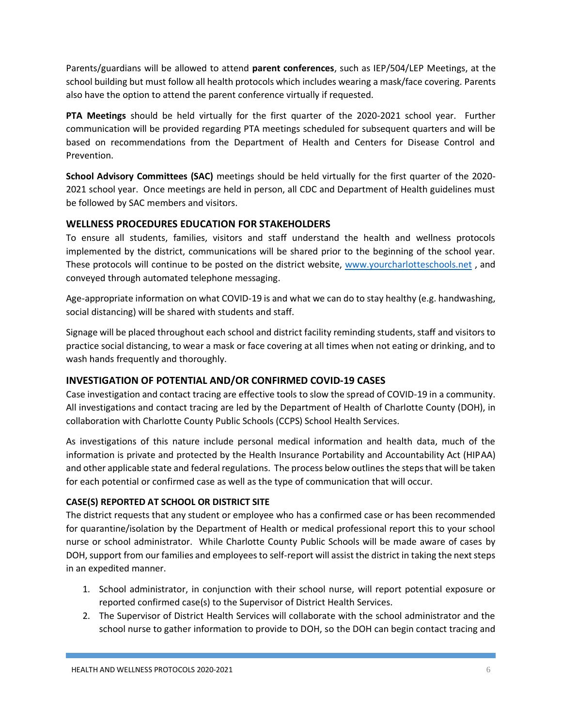Parents/guardians will be allowed to attend **parent conferences**, such as IEP/504/LEP Meetings, at the school building but must follow all health protocols which includes wearing a mask/face covering. Parents also have the option to attend the parent conference virtually if requested.

**PTA Meetings** should be held virtually for the first quarter of the 2020-2021 school year. Further communication will be provided regarding PTA meetings scheduled for subsequent quarters and will be based on recommendations from the Department of Health and Centers for Disease Control and Prevention.

**School Advisory Committees (SAC)** meetings should be held virtually for the first quarter of the 2020-2021 school year. Once meetings are held in person, all CDC and Department of Health guidelines must be followed by SAC members and visitors.

## WELLNESS PROCEDURES EDUCATION FOR STAKEHOLDERS

To ensure all students, families, visitors and staff understand the health and wellness protocols implemented by the district, communications will be shared prior to the beginning of the school year. These protocols will continue to be posted on the district website, [www.yourcharlotteschools.net](http://www.yourcharlotteschools.net) , and conveyed through automated telephone messaging.

Age-appropriate information on what COVID-19 is and what we can do to stay healthy (e.g. handwashing, social distancing) will be shared with students and staff.

Signage will be placed throughout each school and district facility reminding students, staff and visitors to practice social distancing, to wear a mask or face covering at all times when not eating or drinking, and to wash hands frequently and thoroughly.

## INVESTIGATION OF POTENTIAL AND/OR CONFIRMED COVID-19 CASES

Case investigation and contact tracing are effective tools to slow the spread of COVID-19 in a community. All investigations and contact tracing are led by the Department of Health of Charlotte County (DOH), in collaboration with Charlotte County Public Schools (CCPS) School Health Services.

As investigations of this nature include personal medical information and health data, much of the information is private and protected by the Health Insurance Portability and Accountability Act (HIPAA) and other applicable state and federal regulations. The process below outlines the steps that will be taken for each potential or confirmed case as well as the type of communication that will occur.

### CASE(S) REPORTED AT SCHOOL OR DISTRICT SITE

The district requests that any student or employee who has a confirmed case or has been recommended for quarantine/isolation by the Department of Health or medical professional report this to your school nurse or school administrator. While Charlotte County Public Schools will be made aware of cases by DOH, support from our families and employees to self-report will assist the district in taking the next steps in an expedited manner.

1. School administrator, in conjunction with their school nurse, will report potential exposure or reported confirmed case(s) to the Supervisor of District Health Services.
2. The Supervisor of District Health Services will collaborate with the school administrator and the school nurse to gather information to provide to DOH, so the DOH can begin contact tracing and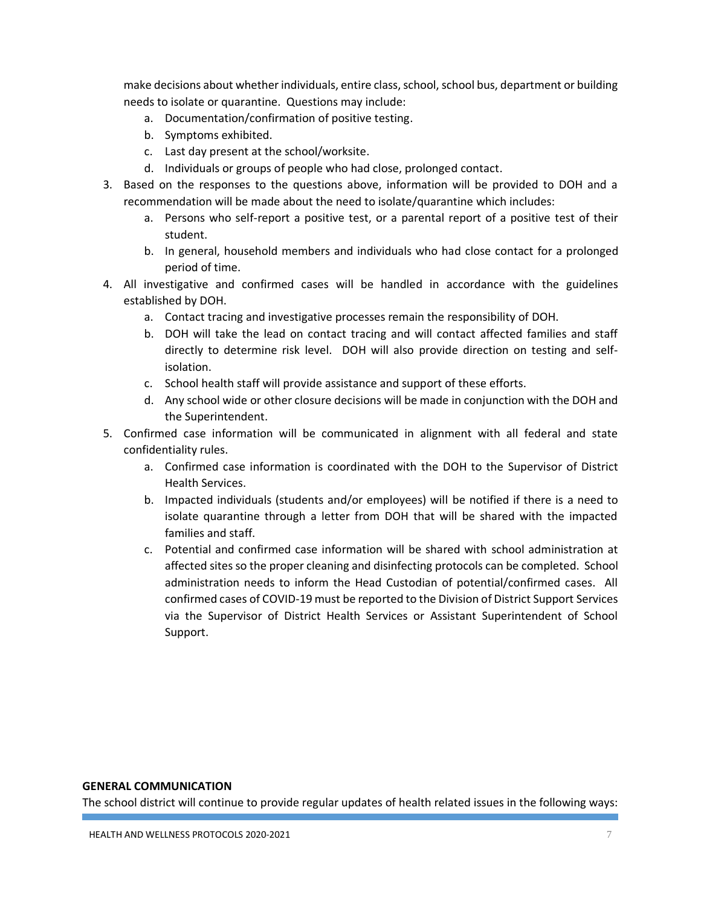make decisions about whether individuals, entire class, school, school bus, department or building needs to isolate or quarantine. Questions may include:

   a. Documentation/confirmation of positive testing.
   b. Symptoms exhibited.
   c. Last day present at the school/worksite.
   d. Individuals or groups of people who had close, prolonged contact.

3. Based on the responses to the questions above, information will be provided to DOH and a recommendation will be made about the need to isolate/quarantine which includes:
   a. Persons who self-report a positive test, or a parental report of a positive test of their student.
   b. In general, household members and individuals who had close contact for a prolonged period of time.
4. All investigative and confirmed cases will be handled in accordance with the guidelines established by DOH.
   a. Contact tracing and investigative processes remain the responsibility of DOH.
   b. DOH will take the lead on contact tracing and will contact affected families and staff directly to determine risk level. DOH will also provide direction on testing and self-isolation.
   c. School health staff will provide assistance and support of these efforts.
   d. Any school wide or other closure decisions will be made in conjunction with the DOH and the Superintendent.
5. Confirmed case information will be communicated in alignment with all federal and state confidentiality rules.
   a. Confirmed case information is coordinated with the DOH to the Supervisor of District Health Services.
   b. Impacted individuals (students and/or employees) will be notified if there is a need to isolate quarantine through a letter from DOH that will be shared with the impacted families and staff.
   c. Potential and confirmed case information will be shared with school administration at affected sites so the proper cleaning and disinfecting protocols can be completed. School administration needs to inform the Head Custodian of potential/confirmed cases. All confirmed cases of COVID-19 must be reported to the Division of District Support Services via the Supervisor of District Health Services or Assistant Superintendent of School Support.

**GENERAL COMMUNICATION**

The school district will continue to provide regular updates of health related issues in the following ways: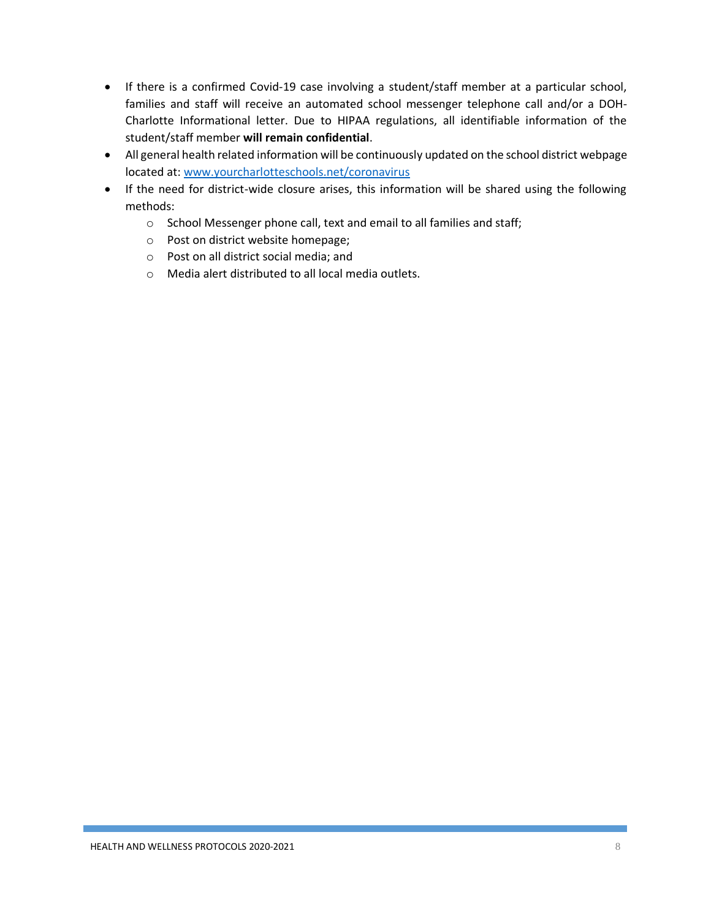- If there is a confirmed Covid-19 case involving a student/staff member at a particular school, families and staff will receive an automated school messenger telephone call and/or a DOH-Charlotte Informational letter. Due to HIPAA regulations, all identifiable information of the student/staff member **will remain confidential**.
- All general health related information will be continuously updated on the school district webpage located at: [www.yourcharlotteschools.net/coronavirus](www.yourcharlotteschools.net/coronavirus)
- If the need for district-wide closure arises, this information will be shared using the following methods:
  - School Messenger phone call, text and email to all families and staff;
  - Post on district website homepage;
  - Post on all district social media; and
  - Media alert distributed to all local media outlets.